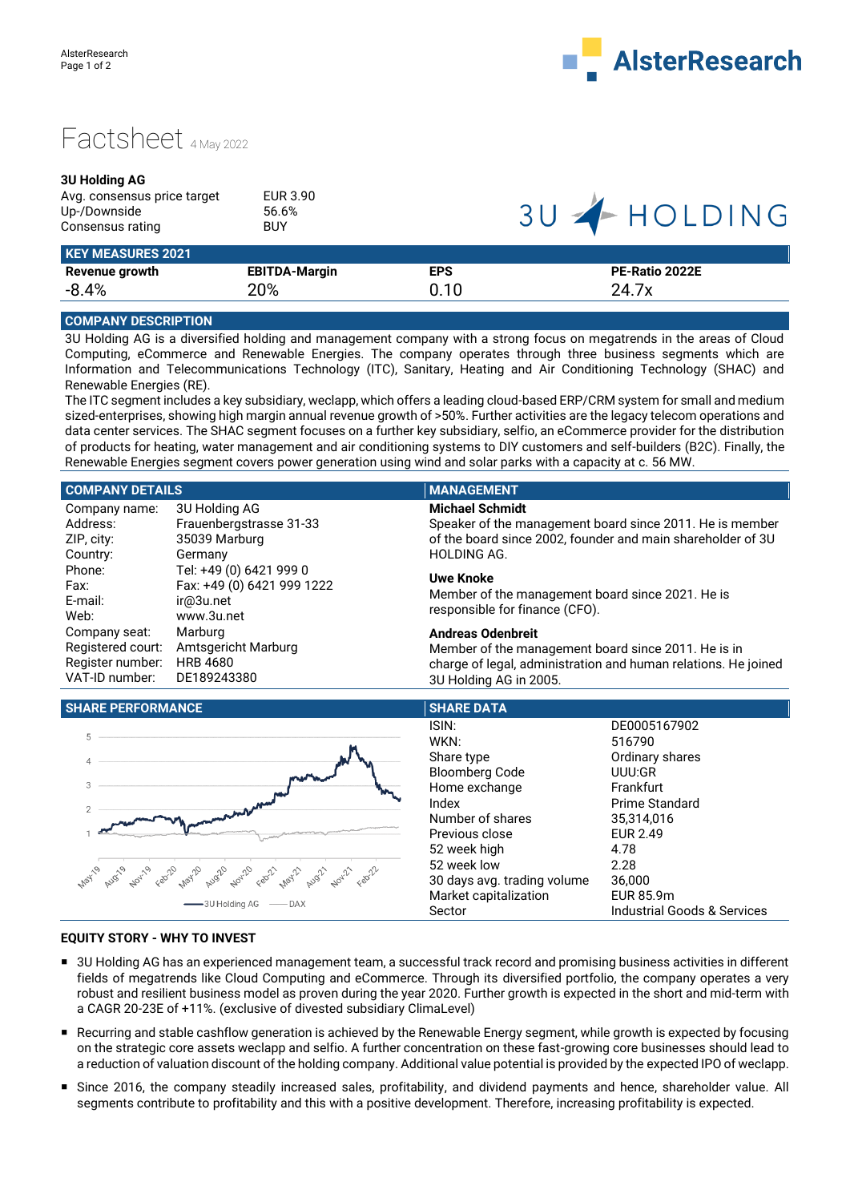# Factsheet 4 May 2022

**3U Holding AG**

| | |
|---|---|
| Avg. consensus price target | EUR 3.90 |
| Up-/Downside | 56.6% |
| Consensus rating | BUY |

## KEY MEASURES 2021

| Revenue growth | EBITDA-Margin | EPS | PE-Ratio 2022E |
|---|---|---|---|
| -8.4% | 20% | 0.10 | 24.7x |

## COMPANY DESCRIPTION

3U Holding AG is a diversified holding and management company with a strong focus on megatrends in the areas of Cloud Computing, eCommerce and Renewable Energies. The company operates through three business segments which are Information and Telecommunications Technology (ITC), Sanitary, Heating and Air Conditioning Technology (SHAC) and Renewable Energies (RE).

The ITC segment includes a key subsidiary, weclapp, which offers a leading cloud-based ERP/CRM system for small and medium sized-enterprises, showing high margin annual revenue growth of >50%. Further activities are the legacy telecom operations and data center services. The SHAC segment focuses on a further key subsidiary, selfio, an eCommerce provider for the distribution of products for heating, water management and air conditioning systems to DIY customers and self-builders (B2C). Finally, the Renewable Energies segment covers power generation using wind and solar parks with a capacity at c. 56 MW.

## COMPANY DETAILS

| | |
|---|---|
| Company name: | 3U Holding AG |
| Address: | Frauenbergstrasse 31-33 |
| ZIP, city: | 35039 Marburg |
| Country: | Germany |
| Phone: | Tel: +49 (0) 6421 999 0 |
| Fax: | Fax: +49 (0) 6421 999 1222 |
| E-mail: | ir@3u.net |
| Web: | www.3u.net |
| Company seat: | Marburg |
| Registered court: | Amtsgericht Marburg |
| Register number: | HRB 4680 |
| VAT-ID number: | DE189243380 |

## MANAGEMENT

**Michael Schmidt**
Speaker of the management board since 2011. He is member of the board since 2002, founder and main shareholder of 3U HOLDING AG.

**Uwe Knoke**
Member of the management board since 2021. He is responsible for finance (CFO).

**Andreas Odenbreit**
Member of the management board since 2011. He is in charge of legal, administration and human relations. He joined 3U Holding AG in 2005.

## SHARE PERFORMANCE

3U Holding AG — DAX

## SHARE DATA

| | |
|---|---|
| ISIN: | DE0005167902 |
| WKN: | 516790 |
| Share type | Ordinary shares |
| Bloomberg Code | UUU:GR |
| Home exchange | Frankfurt |
| Index | Prime Standard |
| Number of shares | 35,314,016 |
| Previous close | EUR 2.49 |
| 52 week high | 4.78 |
| 52 week low | 2.28 |
| 30 days avg. trading volume | 36,000 |
| Market capitalization | EUR 85.9m |
| Sector | Industrial Goods & Services |

## EQUITY STORY - WHY TO INVEST

- 3U Holding AG has an experienced management team, a successful track record and promising business activities in different fields of megatrends like Cloud Computing and eCommerce. Through its diversified portfolio, the company operates a very robust and resilient business model as proven during the year 2020. Further growth is expected in the short and mid-term with a CAGR 20-23E of +11%. (exclusive of divested subsidiary ClimaLevel)
- Recurring and stable cashflow generation is achieved by the Renewable Energy segment, while growth is expected by focusing on the strategic core assets weclapp and selfio. A further concentration on these fast-growing core businesses should lead to a reduction of valuation discount of the holding company. Additional value potential is provided by the expected IPO of weclapp.
- Since 2016, the company steadily increased sales, profitability, and dividend payments and hence, shareholder value. All segments contribute to profitability and this with a positive development. Therefore, increasing profitability is expected.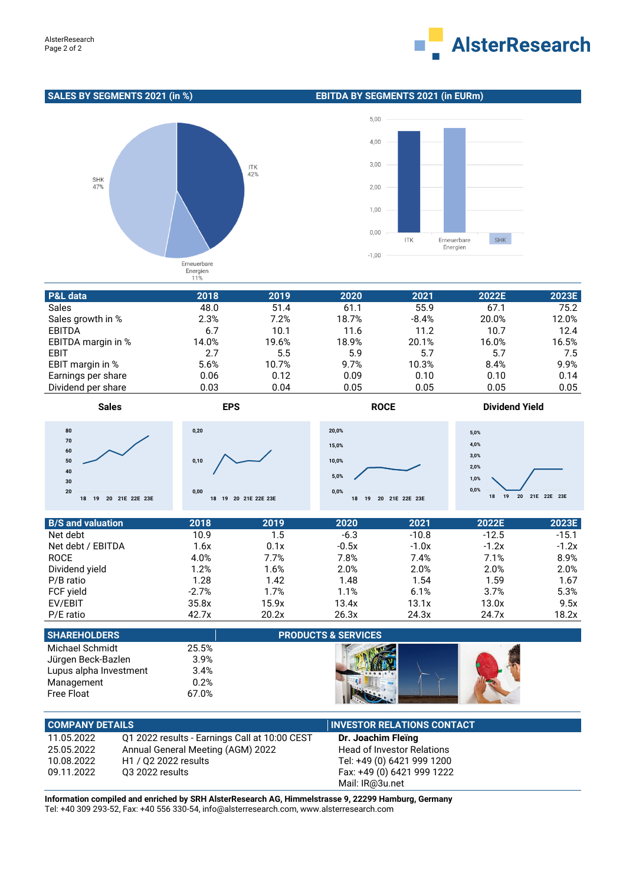## SALES BY SEGMENTS 2021 (in %)

ITK
42%

Erneuerbare Energien
11%

SHK
47%

## EBITDA BY SEGMENTS 2021 (in EURm)

5,00
4,00
3,00
2,00
1,00
0,00
-1,00

ITK
Erneuerbare Energien
SHK

| P&L data | 2018 | 2019 | 2020 | 2021 | 2022E | 2023E |
|---|---|---|---|---|---|---|
| Sales | 48.0 | 51.4 | 61.1 | 55.9 | 67.1 | 75.2 |
| Sales growth in % | 2.3% | 7.2% | 18.7% | -8.4% | 20.0% | 12.0% |
| EBITDA | 6.7 | 10.1 | 11.6 | 11.2 | 10.7 | 12.4 |
| EBITDA margin in % | 14.0% | 19.6% | 18.9% | 20.1% | 16.0% | 16.5% |
| EBIT | 2.7 | 5.5 | 5.9 | 5.7 | 5.7 | 7.5 |
| EBIT margin in % | 5.6% | 10.7% | 9.7% | 10.3% | 8.4% | 9.9% |
| Earnings per share | 0.06 | 0.12 | 0.09 | 0.10 | 0.10 | 0.14 |
| Dividend per share | 0.03 | 0.04 | 0.05 | 0.05 | 0.05 | 0.05 |

**Sales**

80
70
60
50
40
30
20
18 19 20 21E 22E 23E

**EPS**

0,20
0,10
0,00
18 19 20 21E 22E 23E

**ROCE**

20,0%
15,0%
10,0%
5,0%
0,0%
18 19 20 21E 22E 23E

**Dividend Yield**

5,0%
4,0%
3,0%
2,0%
1,0%
0,0%
18 19 20 21E 22E 23E

| B/S and valuation | 2018 | 2019 | 2020 | 2021 | 2022E | 2023E |
|---|---|---|---|---|---|---|
| Net debt | 10.9 | 1.5 | -6.3 | -10.8 | -12.5 | -15.1 |
| Net debt / EBITDA | 1.6x | 0.1x | -0.5x | -1.0x | -1.2x | -1.2x |
| ROCE | 4.0% | 7.7% | 7.8% | 7.4% | 7.1% | 8.9% |
| Dividend yield | 1.2% | 1.6% | 2.0% | 2.0% | 2.0% | 2.0% |
| P/B ratio | 1.28 | 1.42 | 1.48 | 1.54 | 1.59 | 1.67 |
| FCF yield | -2.7% | 1.7% | 1.1% | 6.1% | 3.7% | 5.3% |
| EV/EBIT | 35.8x | 15.9x | 13.4x | 13.1x | 13.0x | 9.5x |
| P/E ratio | 42.7x | 20.2x | 26.3x | 24.3x | 24.7x | 18.2x |

| SHAREHOLDERS | |
|---|---|
| Michael Schmidt | 25.5% |
| Jürgen Beck-Bazlen | 3.9% |
| Lupus alpha Investment | 3.4% |
| Management | 0.2% |
| Free Float | 67.0% |

## PRODUCTS & SERVICES

| COMPANY DETAILS | |
|---|---|
| 11.05.2022 | Q1 2022 results - Earnings Call at 10:00 CEST |
| 25.05.2022 | Annual General Meeting (AGM) 2022 |
| 10.08.2022 | H1 / Q2 2022 results |
| 09.11.2022 | Q3 2022 results |

## INVESTOR RELATIONS CONTACT

**Dr. Joachim Fleïng**
Head of Investor Relations
Tel: +49 (0) 6421 999 1200
Fax: +49 (0) 6421 999 1222
Mail: IR@3u.net

**Information compiled and enriched by SRH AlsterResearch AG, Himmelstrasse 9, 22299 Hamburg, Germany**
Tel: +40 309 293-52, Fax: +40 556 330-54, info@alsterresearch.com, www.alsterresearch.com